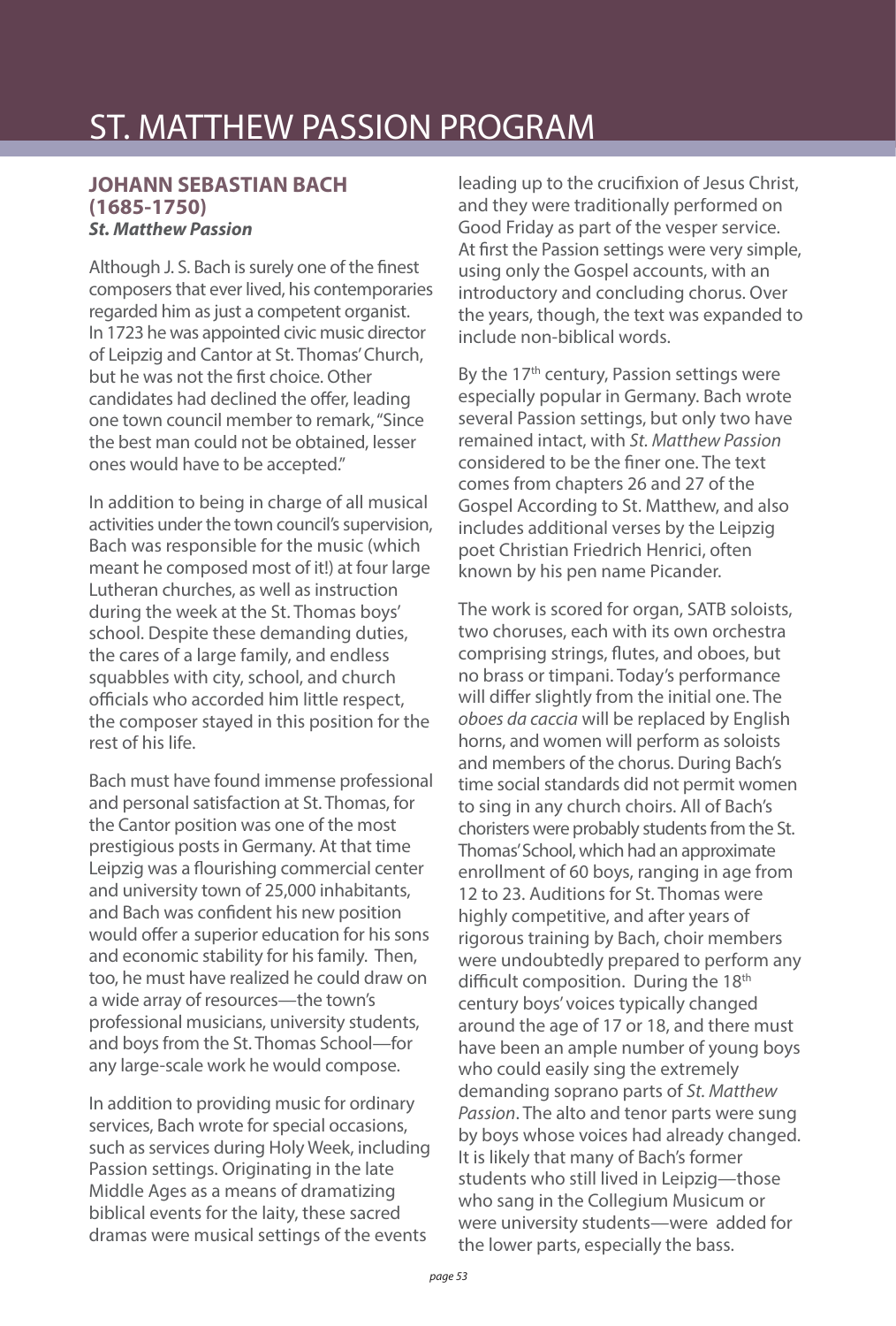# ST. MATTHEW PASSION PROGRAM

## JOHANN SEBASTIAN BACH (1685-1750)

***St. Matthew Passion***

Although J. S. Bach is surely one of the finest composers that ever lived, his contemporaries regarded him as just a competent organist. In 1723 he was appointed civic music director of Leipzig and Cantor at St. Thomas' Church, but he was not the first choice. Other candidates had declined the offer, leading one town council member to remark, "Since the best man could not be obtained, lesser ones would have to be accepted."

In addition to being in charge of all musical activities under the town council's supervision, Bach was responsible for the music (which meant he composed most of it!) at four large Lutheran churches, as well as instruction during the week at the St. Thomas boys' school. Despite these demanding duties, the cares of a large family, and endless squabbles with city, school, and church officials who accorded him little respect, the composer stayed in this position for the rest of his life.

Bach must have found immense professional and personal satisfaction at St. Thomas, for the Cantor position was one of the most prestigious posts in Germany. At that time Leipzig was a flourishing commercial center and university town of 25,000 inhabitants, and Bach was confident his new position would offer a superior education for his sons and economic stability for his family. Then, too, he must have realized he could draw on a wide array of resources—the town's professional musicians, university students, and boys from the St. Thomas School—for any large-scale work he would compose.

In addition to providing music for ordinary services, Bach wrote for special occasions, such as services during Holy Week, including Passion settings. Originating in the late Middle Ages as a means of dramatizing biblical events for the laity, these sacred dramas were musical settings of the events leading up to the crucifixion of Jesus Christ, and they were traditionally performed on Good Friday as part of the vesper service. At first the Passion settings were very simple, using only the Gospel accounts, with an introductory and concluding chorus. Over the years, though, the text was expanded to include non-biblical words.

By the 17th century, Passion settings were especially popular in Germany. Bach wrote several Passion settings, but only two have remained intact, with *St. Matthew Passion* considered to be the finer one. The text comes from chapters 26 and 27 of the Gospel According to St. Matthew, and also includes additional verses by the Leipzig poet Christian Friedrich Henrici, often known by his pen name Picander.

The work is scored for organ, SATB soloists, two choruses, each with its own orchestra comprising strings, flutes, and oboes, but no brass or timpani. Today's performance will differ slightly from the initial one. The *oboes da caccia* will be replaced by English horns, and women will perform as soloists and members of the chorus. During Bach's time social standards did not permit women to sing in any church choirs. All of Bach's choristers were probably students from the St. Thomas' School, which had an approximate enrollment of 60 boys, ranging in age from 12 to 23. Auditions for St. Thomas were highly competitive, and after years of rigorous training by Bach, choir members were undoubtedly prepared to perform any difficult composition. During the 18th century boys' voices typically changed around the age of 17 or 18, and there must have been an ample number of young boys who could easily sing the extremely demanding soprano parts of *St. Matthew Passion*. The alto and tenor parts were sung by boys whose voices had already changed. It is likely that many of Bach's former students who still lived in Leipzig—those who sang in the Collegium Musicum or were university students—were added for the lower parts, especially the bass.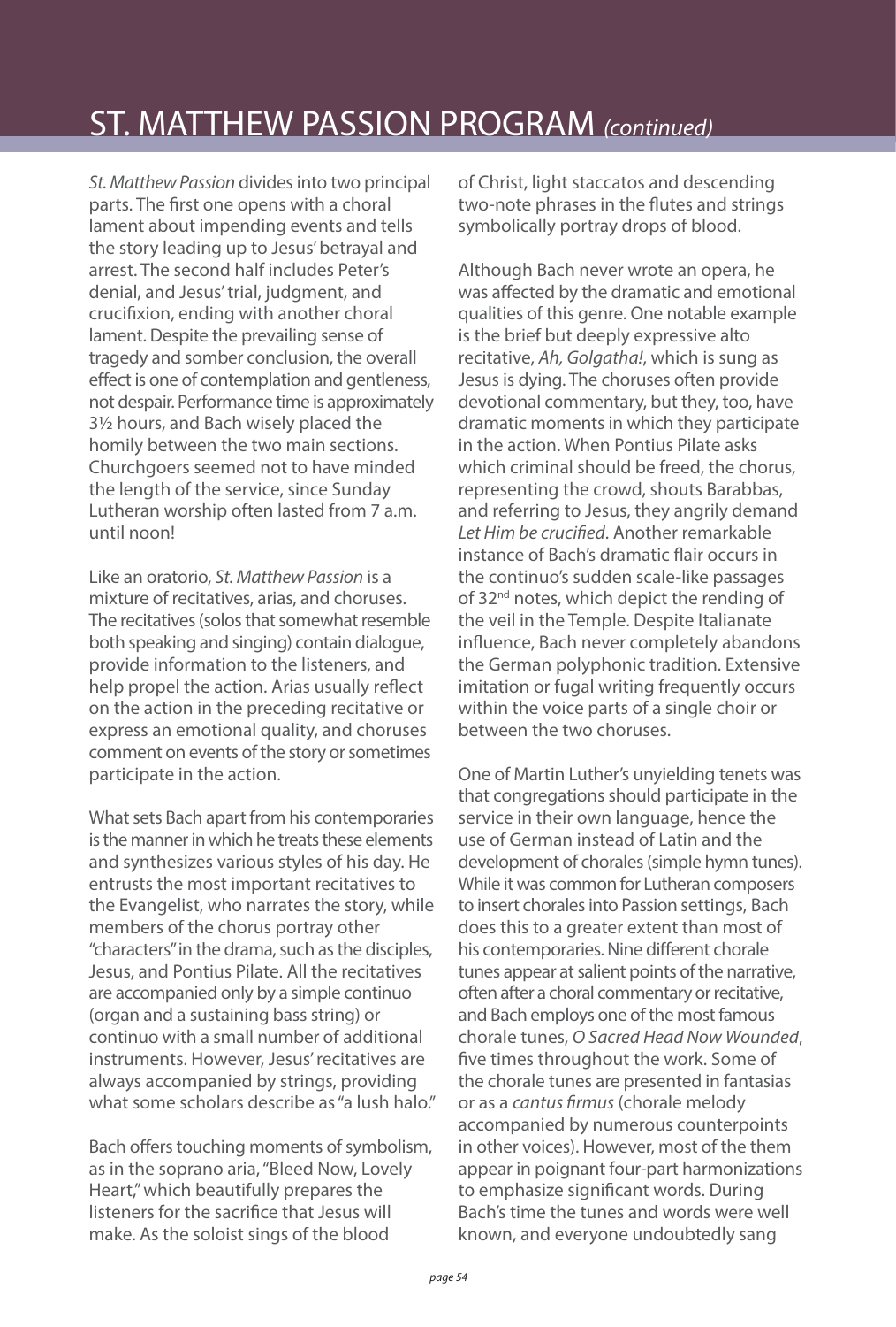# ST. MATTHEW PASSION PROGRAM *(continued)*

*St. Matthew Passion* divides into two principal parts. The first one opens with a choral lament about impending events and tells the story leading up to Jesus' betrayal and arrest. The second half includes Peter's denial, and Jesus' trial, judgment, and crucifixion, ending with another choral lament. Despite the prevailing sense of tragedy and somber conclusion, the overall effect is one of contemplation and gentleness, not despair. Performance time is approximately 3½ hours, and Bach wisely placed the homily between the two main sections. Churchgoers seemed not to have minded the length of the service, since Sunday Lutheran worship often lasted from 7 a.m. until noon!

Like an oratorio, *St. Matthew Passion* is a mixture of recitatives, arias, and choruses. The recitatives (solos that somewhat resemble both speaking and singing) contain dialogue, provide information to the listeners, and help propel the action. Arias usually reflect on the action in the preceding recitative or express an emotional quality, and choruses comment on events of the story or sometimes participate in the action.

What sets Bach apart from his contemporaries is the manner in which he treats these elements and synthesizes various styles of his day. He entrusts the most important recitatives to the Evangelist, who narrates the story, while members of the chorus portray other "characters" in the drama, such as the disciples, Jesus, and Pontius Pilate. All the recitatives are accompanied only by a simple continuo (organ and a sustaining bass string) or continuo with a small number of additional instruments. However, Jesus' recitatives are always accompanied by strings, providing what some scholars describe as "a lush halo."

Bach offers touching moments of symbolism, as in the soprano aria, "Bleed Now, Lovely Heart," which beautifully prepares the listeners for the sacrifice that Jesus will make. As the soloist sings of the blood of Christ, light staccatos and descending two-note phrases in the flutes and strings symbolically portray drops of blood.

Although Bach never wrote an opera, he was affected by the dramatic and emotional qualities of this genre. One notable example is the brief but deeply expressive alto recitative, *Ah, Golgatha!*, which is sung as Jesus is dying. The choruses often provide devotional commentary, but they, too, have dramatic moments in which they participate in the action. When Pontius Pilate asks which criminal should be freed, the chorus, representing the crowd, shouts Barabbas, and referring to Jesus, they angrily demand *Let Him be crucified*. Another remarkable instance of Bach's dramatic flair occurs in the continuo's sudden scale-like passages of 32nd notes, which depict the rending of the veil in the Temple. Despite Italianate influence, Bach never completely abandons the German polyphonic tradition. Extensive imitation or fugal writing frequently occurs within the voice parts of a single choir or between the two choruses.

One of Martin Luther's unyielding tenets was that congregations should participate in the service in their own language, hence the use of German instead of Latin and the development of chorales (simple hymn tunes). While it was common for Lutheran composers to insert chorales into Passion settings, Bach does this to a greater extent than most of his contemporaries. Nine different chorale tunes appear at salient points of the narrative, often after a choral commentary or recitative, and Bach employs one of the most famous chorale tunes, *O Sacred Head Now Wounded*, five times throughout the work. Some of the chorale tunes are presented in fantasias or as a *cantus firmus* (chorale melody accompanied by numerous counterpoints in other voices). However, most of the them appear in poignant four-part harmonizations to emphasize significant words. During Bach's time the tunes and words were well known, and everyone undoubtedly sang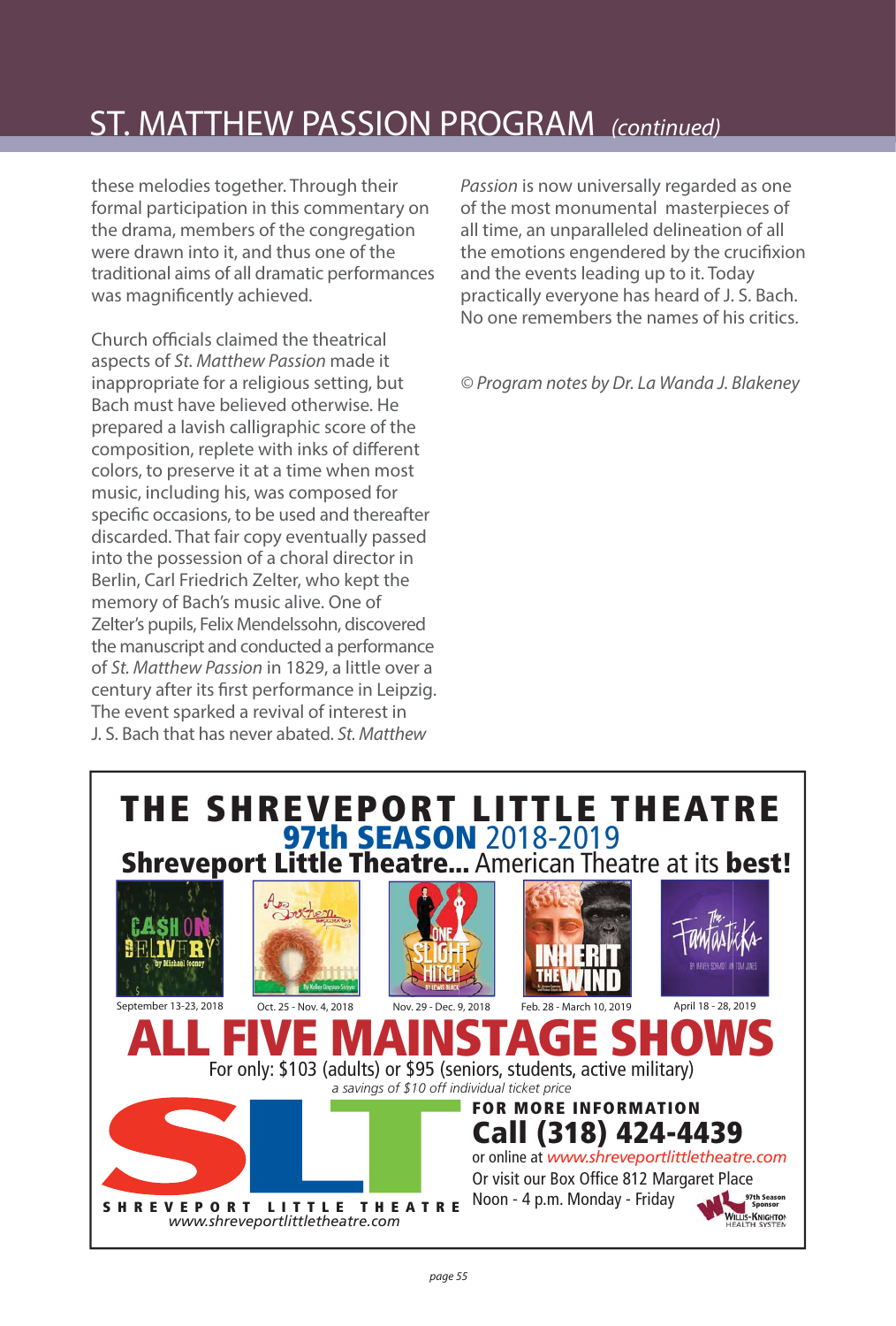## ST. MATTHEW PASSION PROGRAM *(continued)*

these melodies together. Through their formal participation in this commentary on the drama, members of the congregation were drawn into it, and thus one of the traditional aims of all dramatic performances was magnificently achieved.

Church officials claimed the theatrical aspects of *St. Matthew Passion* made it inappropriate for a religious setting, but Bach must have believed otherwise. He prepared a lavish calligraphic score of the composition, replete with inks of different colors, to preserve it at a time when most music, including his, was composed for specific occasions, to be used and thereafter discarded. That fair copy eventually passed into the possession of a choral director in Berlin, Carl Friedrich Zelter, who kept the memory of Bach's music alive. One of Zelter's pupils, Felix Mendelssohn, discovered the manuscript and conducted a performance of *St. Matthew Passion* in 1829, a little over a century after its first performance in Leipzig. The event sparked a revival of interest in J. S. Bach that has never abated. *St. Matthew Passion* is now universally regarded as one of the most monumental masterpieces of all time, an unparalleled delineation of all the emotions engendered by the crucifixion and the events leading up to it. Today practically everyone has heard of J. S. Bach. No one remembers the names of his critics.

*© Program notes by Dr. La Wanda J. Blakeney*

---

# THE SHREVEPORT LITTLE THEATRE

**97th SEASON** 2018-2019

**Shreveport Little Theatre...** American Theatre at its **best!**

Cash on Delivery — September 13-23, 2018

Steel Magnolias — Oct. 25 - Nov. 4, 2018

One Slight Hitch — Nov. 29 - Dec. 9, 2018

Inherit the Wind — Feb. 28 - March 10, 2019

The Fantasticks — April 18 - 28, 2019

# ALL FIVE MAINSTAGE SHOWS

For only: $103 (adults) or $95 (seniors, students, active military)

*a savings of $10 off individual ticket price*

**FOR MORE INFORMATION**

**Call (318) 424-4439**

or online at www.shreveportlittletheatre.com

Or visit our Box Office 812 Margaret Place

Noon - 4 p.m. Monday - Friday

97th Season Sponsor Willis-Knighton Health System

SHREVEPORT LITTLE THEATRE

www.shreveportlittletheatre.com